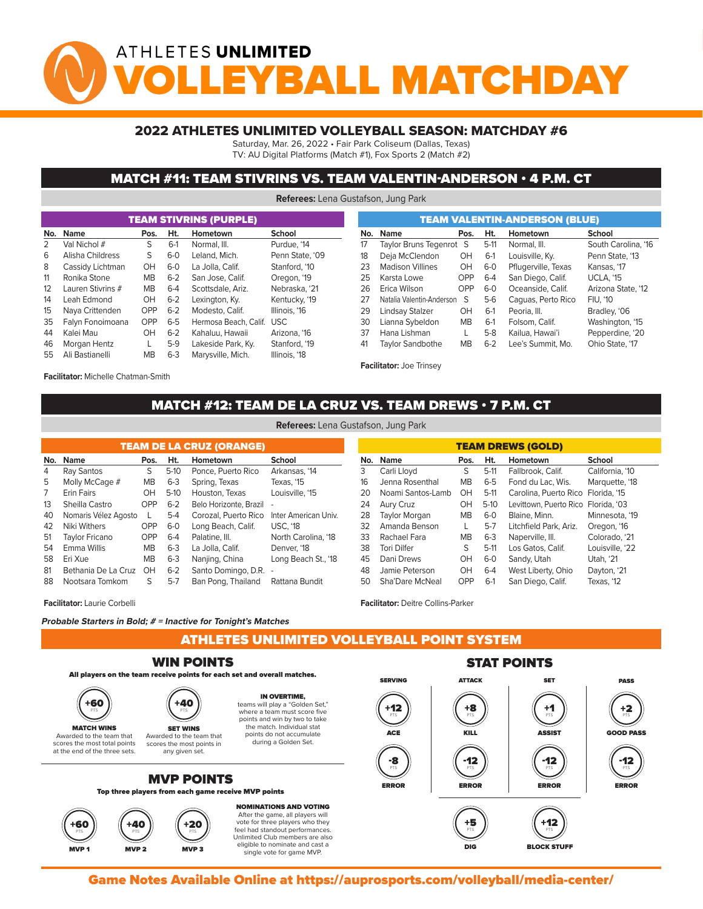# ATHLETES UNLIMITED VOLLEYBALL MATCHDAY

## 2022 ATHLETES UNLIMITED VOLLEYBALL SEASON: MATCHDAY #6

Saturday, Mar. 26, 2022 • Fair Park Coliseum (Dallas, Texas)
TV: AU Digital Platforms (Match #1), Fox Sports 2 (Match #2)

## MATCH #11: TEAM STIVRINS VS. TEAM VALENTIN-ANDERSON • 4 P.M. CT

**Referees:** Lena Gustafson, Jung Park

### TEAM STIVRINS (PURPLE)

| No. | Name | Pos. | Ht. | Hometown | School |
|---|---|---|---|---|---|
| 2 | Val Nichol # | S | 6-1 | Normal, Ill. | Purdue, '14 |
| 6 | Alisha Childress | S | 6-0 | Leland, Mich. | Penn State, '09 |
| 8 | Cassidy Lichtman | OH | 6-0 | La Jolla, Calif. | Stanford, '10 |
| 11 | Ronika Stone | MB | 6-2 | San Jose, Calif. | Oregon, '19 |
| 12 | Lauren Stivrins # | MB | 6-4 | Scottsdale, Ariz. | Nebraska, '21 |
| 14 | Leah Edmond | OH | 6-2 | Lexington, Ky. | Kentucky, '19 |
| 15 | Naya Crittenden | OPP | 6-2 | Modesto, Calif. | Illinois, '16 |
| 35 | Falyn Fonoimoana | OPP | 6-5 | Hermosa Beach, Calif. | USC |
| 44 | Kalei Mau | OH | 6-2 | Kahaluu, Hawaii | Arizona, '16 |
| 46 | Morgan Hentz | L | 5-9 | Lakeside Park, Ky. | Stanford, '19 |
| 55 | Ali Bastianelli | MB | 6-3 | Marysville, Mich. | Illinois, '18 |

**Facilitator:** Michelle Chatman-Smith

### TEAM VALENTIN-ANDERSON (BLUE)

| No. | Name | Pos. | Ht. | Hometown | School |
|---|---|---|---|---|---|
| 17 | Taylor Bruns Tegenrot | S | 5-11 | Normal, Ill. | South Carolina, '16 |
| 18 | Deja McClendon | OH | 6-1 | Louisville, Ky. | Penn State, '13 |
| 23 | Madison Villines | OH | 6-0 | Pflugerville, Texas | Kansas, '17 |
| 25 | Karsta Lowe | OPP | 6-4 | San Diego, Calif. | UCLA, '15 |
| 26 | Erica Wilson | OPP | 6-0 | Oceanside, Calif. | Arizona State, '12 |
| 27 | Natalia Valentin-Anderson | S | 5-6 | Caguas, Perto Rico | FIU, '10 |
| 29 | Lindsay Stalzer | OH | 6-1 | Peoria, Ill. | Bradley, '06 |
| 30 | Lianna Sybeldon | MB | 6-1 | Folsom, Calif. | Washington, '15 |
| 37 | Hana Lishman | L | 5-8 | Kailua, Hawai'i | Pepperdine, '20 |
| 41 | Taylor Sandbothe | MB | 6-2 | Lee's Summit, Mo. | Ohio State, '17 |

**Facilitator:** Joe Trinsey

## MATCH #12: TEAM DE LA CRUZ VS. TEAM DREWS • 7 P.M. CT

**Referees:** Lena Gustafson, Jung Park

### TEAM DE LA CRUZ (ORANGE)

| No. | Name | Pos. | Ht. | Hometown | School |
|---|---|---|---|---|---|
| 4 | Ray Santos | S | 5-10 | Ponce, Puerto Rico | Arkansas, '14 |
| 5 | Molly McCage # | MB | 6-3 | Spring, Texas | Texas, '15 |
| 7 | Erin Fairs | OH | 5-10 | Houston, Texas | Louisville, '15 |
| 13 | Sheilla Castro | OPP | 6-2 | Belo Horizonte, Brazil | - |
| 40 | Nomaris Vélez Agosto | L | 5-4 | Corozal, Puerto Rico | Inter American Univ. |
| 42 | Niki Withers | OPP | 6-0 | Long Beach, Calif. | USC, '18 |
| 51 | Taylor Fricano | OPP | 6-4 | Palatine, Ill. | North Carolina, '18 |
| 54 | Emma Willis | MB | 6-3 | La Jolla, Calif. | Denver, '18 |
| 58 | Eri Xue | MB | 6-3 | Nanjing, China | Long Beach St., '18 |
| 81 | Bethania De La Cruz | OH | 6-2 | Santo Domingo, D.R. | - |
| 88 | Nootsara Tomkom | S | 5-7 | Ban Pong, Thailand | Rattana Bundit |

**Facilitator:** Laurie Corbelli

### TEAM DREWS (GOLD)

| No. | Name | Pos. | Ht. | Hometown | School |
|---|---|---|---|---|---|
| 3 | Carli Lloyd | S | 5-11 | Fallbrook, Calif. | California, '10 |
| 16 | Jenna Rosenthal | MB | 6-5 | Fond du Lac, Wis. | Marquette, '18 |
| 20 | Noami Santos-Lamb | OH | 5-11 | Carolina, Puerto Rico | Florida, '15 |
| 24 | Aury Cruz | OH | 5-10 | Levittown, Puerto Rico | Florida, '03 |
| 28 | Taylor Morgan | MB | 6-0 | Blaine, Minn. | Minnesota, '19 |
| 32 | Amanda Benson | L | 5-7 | Litchfield Park, Ariz. | Oregon, '16 |
| 33 | Rachael Fara | MB | 6-3 | Naperville, Ill. | Colorado, '21 |
| 38 | Tori Dilfer | S | 5-11 | Los Gatos, Calif. | Louisville, '22 |
| 45 | Dani Drews | OH | 6-0 | Sandy, Utah | Utah, '21 |
| 48 | Jamie Peterson | OH | 6-4 | West Liberty, Ohio | Dayton, '21 |
| 50 | Sha'Dare McNeal | OPP | 6-1 | San Diego, Calif. | Texas, '12 |

**Facilitator:** Deitre Collins-Parker

***Probable Starters in Bold; # = Inactive for Tonight's Matches***

## ATHLETES UNLIMITED VOLLEYBALL POINT SYSTEM

### WIN POINTS

**All players on the team receive points for each set and overall matches.**

- **+60 PTS — MATCH WINS:** Awarded to the team that scores the most total points at the end of the three sets.
- **+40 PTS — SET WINS:** Awarded to the team that scores the most points in any given set.

**IN OVERTIME,** teams will play a "Golden Set," where a team must score five points and win by two to take the match. Individual stat points do not accumulate during a Golden Set.

### MVP POINTS

**Top three players from each game receive MVP points**

- **+60 PTS — MVP 1**
- **+40 PTS — MVP 2**
- **+20 PTS — MVP 3**

**NOMINATIONS AND VOTING**
After the game, all players will vote for three players who they feel had standout performances. Unlimited Club members are also eligible to nominate and cast a single vote for game MVP.

### STAT POINTS

| SERVING | ATTACK | SET | PASS |
|---|---|---|---|
| +12 PTS ACE | +8 PTS KILL | +1 PTS ASSIST | +2 PTS GOOD PASS |
| -8 PTS ERROR | -12 PTS ERROR | -12 PTS ERROR | -12 PTS ERROR |
| | +5 PTS DIG | +12 PTS BLOCK STUFF | |

**Game Notes Available Online at https://auprosports.com/volleyball/media-center/**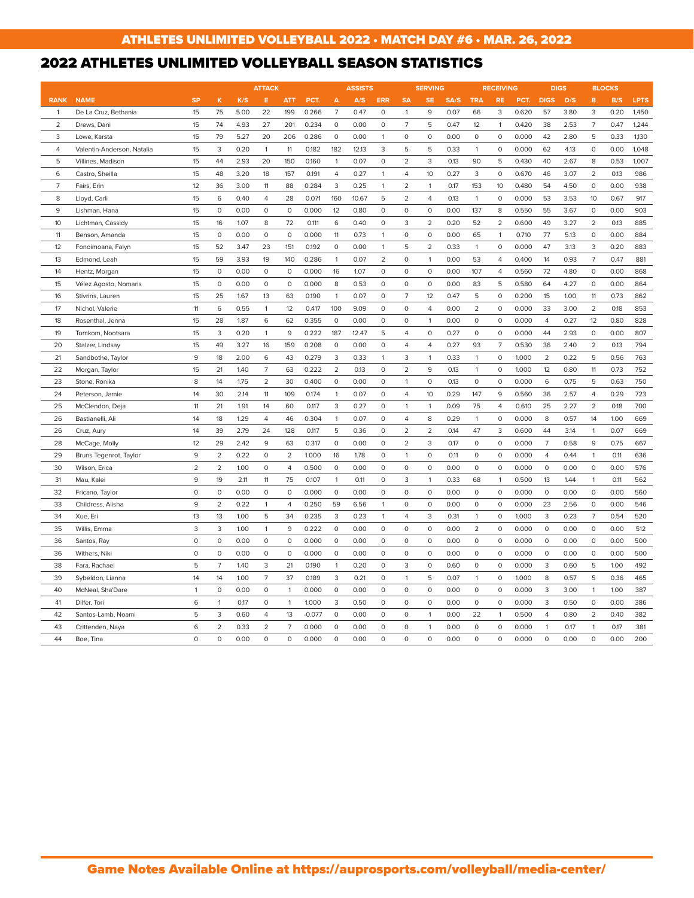# 2022 ATHLETES UNLIMITED VOLLEYBALL SEASON STATISTICS

| | | | ATTACK | | | | | ASSISTS | | | SERVING | | | RECEIVING | | | DIGS | | BLOCKS | | |
|---|---|---|---|---|---|---|---|---|---|---|---|---|---|---|---|---|---|---|---|---|---|
| RANK | NAME | SP | K | K/S | E | ATT | PCT. | A | A/S | ERR | SA | SE | SA/S | TRA | RE | PCT. | DIGS | D/S | B | B/S | LPTS |
| 1 | De La Cruz, Bethania | 15 | 75 | 5.00 | 22 | 199 | 0.266 | 7 | 0.47 | 0 | 1 | 9 | 0.07 | 66 | 3 | 0.620 | 57 | 3.80 | 3 | 0.20 | 1,450 |
| 2 | Drews, Dani | 15 | 74 | 4.93 | 27 | 201 | 0.234 | 0 | 0.00 | 0 | 7 | 5 | 0.47 | 12 | 1 | 0.420 | 38 | 2.53 | 7 | 0.47 | 1,244 |
| 3 | Lowe, Karsta | 15 | 79 | 5.27 | 20 | 206 | 0.286 | 0 | 0.00 | 1 | 0 | 0 | 0.00 | 0 | 0 | 0.000 | 42 | 2.80 | 5 | 0.33 | 1,130 |
| 4 | Valentin-Anderson, Natalia | 15 | 3 | 0.20 | 1 | 11 | 0.182 | 182 | 12.13 | 3 | 5 | 5 | 0.33 | 1 | 0 | 0.000 | 62 | 4.13 | 0 | 0.00 | 1,048 |
| 5 | Villines, Madison | 15 | 44 | 2.93 | 20 | 150 | 0.160 | 1 | 0.07 | 0 | 2 | 3 | 0.13 | 90 | 5 | 0.430 | 40 | 2.67 | 8 | 0.53 | 1,007 |
| 6 | Castro, Sheilla | 15 | 48 | 3.20 | 18 | 157 | 0.191 | 4 | 0.27 | 1 | 4 | 10 | 0.27 | 3 | 0 | 0.670 | 46 | 3.07 | 2 | 0.13 | 986 |
| 7 | Fairs, Erin | 12 | 36 | 3.00 | 11 | 88 | 0.284 | 3 | 0.25 | 1 | 2 | 1 | 0.17 | 153 | 10 | 0.480 | 54 | 4.50 | 0 | 0.00 | 938 |
| 8 | Lloyd, Carli | 15 | 6 | 0.40 | 4 | 28 | 0.071 | 160 | 10.67 | 5 | 2 | 4 | 0.13 | 1 | 0 | 0.000 | 53 | 3.53 | 10 | 0.67 | 917 |
| 9 | Lishman, Hana | 15 | 0 | 0.00 | 0 | 0 | 0.000 | 12 | 0.80 | 0 | 0 | 0 | 0.00 | 137 | 8 | 0.550 | 55 | 3.67 | 0 | 0.00 | 903 |
| 10 | Lichtman, Cassidy | 15 | 16 | 1.07 | 8 | 72 | 0.111 | 6 | 0.40 | 0 | 3 | 2 | 0.20 | 52 | 2 | 0.600 | 49 | 3.27 | 2 | 0.13 | 885 |
| 11 | Benson, Amanda | 15 | 0 | 0.00 | 0 | 0 | 0.000 | 11 | 0.73 | 1 | 0 | 0 | 0.00 | 65 | 1 | 0.710 | 77 | 5.13 | 0 | 0.00 | 884 |
| 12 | Fonoimoana, Falyn | 15 | 52 | 3.47 | 23 | 151 | 0.192 | 0 | 0.00 | 1 | 5 | 2 | 0.33 | 1 | 0 | 0.000 | 47 | 3.13 | 3 | 0.20 | 883 |
| 13 | Edmond, Leah | 15 | 59 | 3.93 | 19 | 140 | 0.286 | 1 | 0.07 | 2 | 0 | 1 | 0.00 | 53 | 4 | 0.400 | 14 | 0.93 | 7 | 0.47 | 881 |
| 14 | Hentz, Morgan | 15 | 0 | 0.00 | 0 | 0 | 0.000 | 16 | 1.07 | 0 | 0 | 0 | 0.00 | 107 | 4 | 0.560 | 72 | 4.80 | 0 | 0.00 | 868 |
| 15 | Vélez Agosto, Nomaris | 15 | 0 | 0.00 | 0 | 0 | 0.000 | 8 | 0.53 | 0 | 0 | 0 | 0.00 | 83 | 5 | 0.580 | 64 | 4.27 | 0 | 0.00 | 864 |
| 16 | Stivrins, Lauren | 15 | 25 | 1.67 | 13 | 63 | 0.190 | 1 | 0.07 | 0 | 7 | 12 | 0.47 | 5 | 0 | 0.200 | 15 | 1.00 | 11 | 0.73 | 862 |
| 17 | Nichol, Valerie | 11 | 6 | 0.55 | 1 | 12 | 0.417 | 100 | 9.09 | 0 | 0 | 4 | 0.00 | 2 | 0 | 0.000 | 33 | 3.00 | 2 | 0.18 | 853 |
| 18 | Rosenthal, Jenna | 15 | 28 | 1.87 | 6 | 62 | 0.355 | 0 | 0.00 | 0 | 0 | 1 | 0.00 | 0 | 0 | 0.000 | 4 | 0.27 | 12 | 0.80 | 828 |
| 19 | Tomkom, Nootsara | 15 | 3 | 0.20 | 1 | 9 | 0.222 | 187 | 12.47 | 5 | 4 | 0 | 0.27 | 0 | 0 | 0.000 | 44 | 2.93 | 0 | 0.00 | 807 |
| 20 | Stalzer, Lindsay | 15 | 49 | 3.27 | 16 | 159 | 0.208 | 0 | 0.00 | 0 | 4 | 4 | 0.27 | 93 | 7 | 0.530 | 36 | 2.40 | 2 | 0.13 | 794 |
| 21 | Sandbothe, Taylor | 9 | 18 | 2.00 | 6 | 43 | 0.279 | 3 | 0.33 | 1 | 3 | 1 | 0.33 | 1 | 0 | 1.000 | 2 | 0.22 | 5 | 0.56 | 763 |
| 22 | Morgan, Taylor | 15 | 21 | 1.40 | 7 | 63 | 0.222 | 2 | 0.13 | 0 | 2 | 9 | 0.13 | 1 | 0 | 1.000 | 12 | 0.80 | 11 | 0.73 | 752 |
| 23 | Stone, Ronika | 8 | 14 | 1.75 | 2 | 30 | 0.400 | 0 | 0.00 | 0 | 1 | 0 | 0.13 | 0 | 0 | 0.000 | 6 | 0.75 | 5 | 0.63 | 750 |
| 24 | Peterson, Jamie | 14 | 30 | 2.14 | 11 | 109 | 0.174 | 1 | 0.07 | 0 | 4 | 10 | 0.29 | 147 | 9 | 0.560 | 36 | 2.57 | 4 | 0.29 | 723 |
| 25 | McClendon, Deja | 11 | 21 | 1.91 | 14 | 60 | 0.117 | 3 | 0.27 | 0 | 1 | 1 | 0.09 | 75 | 4 | 0.610 | 25 | 2.27 | 2 | 0.18 | 700 |
| 26 | Bastianelli, Ali | 14 | 18 | 1.29 | 4 | 46 | 0.304 | 1 | 0.07 | 0 | 4 | 8 | 0.29 | 1 | 0 | 0.000 | 8 | 0.57 | 14 | 1.00 | 669 |
| 26 | Cruz, Aury | 14 | 39 | 2.79 | 24 | 128 | 0.117 | 5 | 0.36 | 0 | 2 | 2 | 0.14 | 47 | 3 | 0.600 | 44 | 3.14 | 1 | 0.07 | 669 |
| 28 | McCage, Molly | 12 | 29 | 2.42 | 9 | 63 | 0.317 | 0 | 0.00 | 0 | 2 | 3 | 0.17 | 0 | 0 | 0.000 | 7 | 0.58 | 9 | 0.75 | 667 |
| 29 | Bruns Tegenrot, Taylor | 9 | 2 | 0.22 | 0 | 2 | 1.000 | 16 | 1.78 | 0 | 1 | 0 | 0.11 | 0 | 0 | 0.000 | 4 | 0.44 | 1 | 0.11 | 636 |
| 30 | Wilson, Erica | 2 | 2 | 1.00 | 0 | 4 | 0.500 | 0 | 0.00 | 0 | 0 | 0 | 0.00 | 0 | 0 | 0.000 | 0 | 0.00 | 0 | 0.00 | 576 |
| 31 | Mau, Kalei | 9 | 19 | 2.11 | 11 | 75 | 0.107 | 1 | 0.11 | 0 | 3 | 1 | 0.33 | 68 | 1 | 0.500 | 13 | 1.44 | 1 | 0.11 | 562 |
| 32 | Fricano, Taylor | 0 | 0 | 0.00 | 0 | 0 | 0.000 | 0 | 0.00 | 0 | 0 | 0 | 0.00 | 0 | 0 | 0.000 | 0 | 0.00 | 0 | 0.00 | 560 |
| 33 | Childress, Alisha | 9 | 2 | 0.22 | 1 | 4 | 0.250 | 59 | 6.56 | 1 | 0 | 0 | 0.00 | 0 | 0 | 0.000 | 23 | 2.56 | 0 | 0.00 | 546 |
| 34 | Xue, Eri | 13 | 13 | 1.00 | 5 | 34 | 0.235 | 3 | 0.23 | 1 | 4 | 3 | 0.31 | 1 | 0 | 1.000 | 3 | 0.23 | 7 | 0.54 | 520 |
| 35 | Willis, Emma | 3 | 3 | 1.00 | 1 | 9 | 0.222 | 0 | 0.00 | 0 | 0 | 0 | 0.00 | 2 | 0 | 0.000 | 0 | 0.00 | 0 | 0.00 | 512 |
| 36 | Santos, Ray | 0 | 0 | 0.00 | 0 | 0 | 0.000 | 0 | 0.00 | 0 | 0 | 0 | 0.00 | 0 | 0 | 0.000 | 0 | 0.00 | 0 | 0.00 | 500 |
| 36 | Withers, Niki | 0 | 0 | 0.00 | 0 | 0 | 0.000 | 0 | 0.00 | 0 | 0 | 0 | 0.00 | 0 | 0 | 0.000 | 0 | 0.00 | 0 | 0.00 | 500 |
| 38 | Fara, Rachael | 5 | 7 | 1.40 | 3 | 21 | 0.190 | 1 | 0.20 | 0 | 3 | 0 | 0.60 | 0 | 0 | 0.000 | 3 | 0.60 | 5 | 1.00 | 492 |
| 39 | Sybeldon, Lianna | 14 | 14 | 1.00 | 7 | 37 | 0.189 | 3 | 0.21 | 0 | 1 | 5 | 0.07 | 1 | 0 | 1.000 | 8 | 0.57 | 5 | 0.36 | 465 |
| 40 | McNeal, Sha'Dare | 1 | 0 | 0.00 | 0 | 1 | 0.000 | 0 | 0.00 | 0 | 0 | 0 | 0.00 | 0 | 0 | 0.000 | 3 | 3.00 | 1 | 1.00 | 387 |
| 41 | Dilfer, Tori | 6 | 1 | 0.17 | 0 | 1 | 1.000 | 3 | 0.50 | 0 | 0 | 0 | 0.00 | 0 | 0 | 0.000 | 3 | 0.50 | 0 | 0.00 | 386 |
| 42 | Santos-Lamb, Noami | 5 | 3 | 0.60 | 4 | 13 | -0.077 | 0 | 0.00 | 0 | 0 | 1 | 0.00 | 22 | 1 | 0.500 | 4 | 0.80 | 2 | 0.40 | 382 |
| 43 | Crittenden, Naya | 6 | 2 | 0.33 | 2 | 7 | 0.000 | 0 | 0.00 | 0 | 0 | 1 | 0.00 | 0 | 0 | 0.000 | 1 | 0.17 | 1 | 0.17 | 381 |
| 44 | Boe, Tina | 0 | 0 | 0.00 | 0 | 0 | 0.000 | 0 | 0.00 | 0 | 0 | 0 | 0.00 | 0 | 0 | 0.000 | 0 | 0.00 | 0 | 0.00 | 200 |